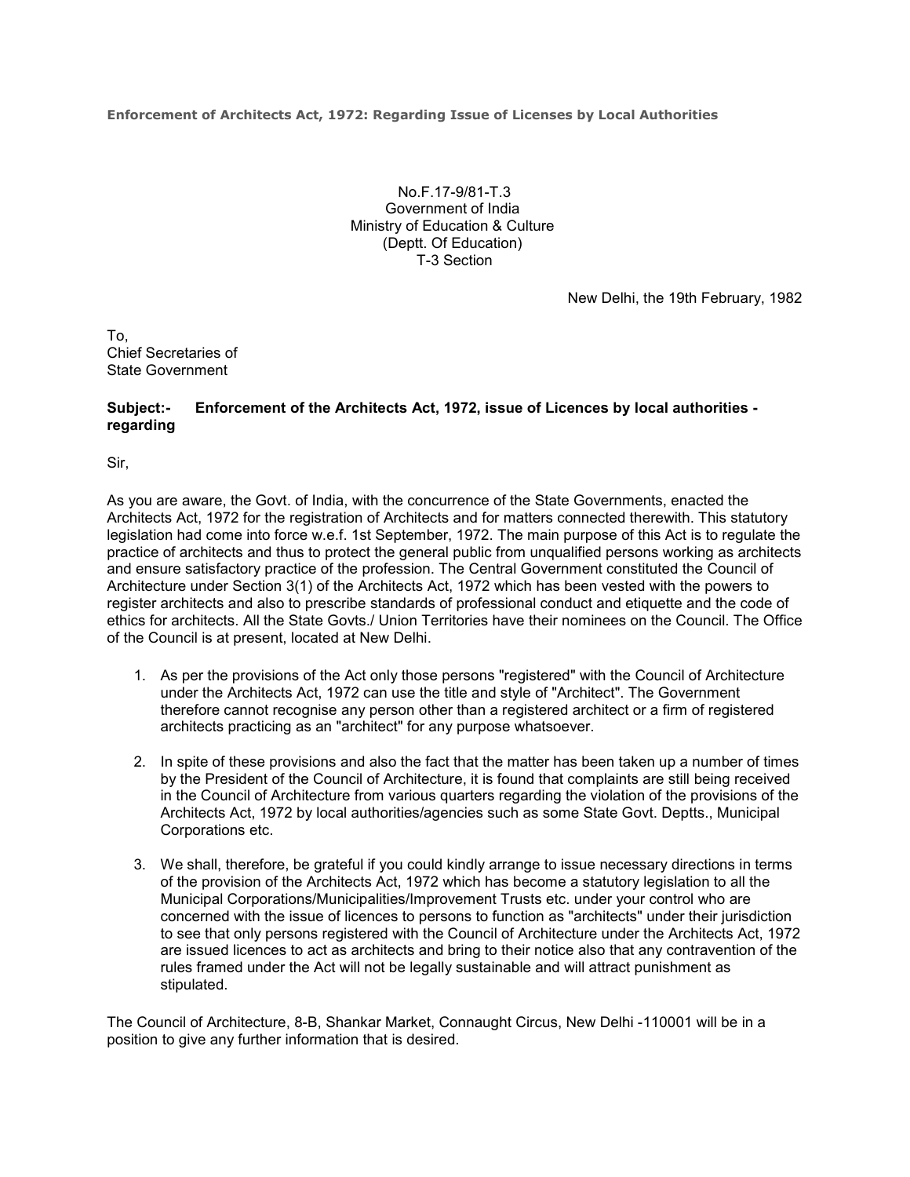**Enforcement of Architects Act, 1972: Regarding Issue of Licenses by Local Authorities**

No.F.17-9/81-T.3
Government of India
Ministry of Education & Culture
(Deptt. Of Education)
T-3 Section

New Delhi, the 19th February, 1982

To,
Chief Secretaries of
State Government

**Subject:- Enforcement of the Architects Act, 1972, issue of Licences by local authorities - regarding**

Sir,

As you are aware, the Govt. of India, with the concurrence of the State Governments, enacted the Architects Act, 1972 for the registration of Architects and for matters connected therewith. This statutory legislation had come into force w.e.f. 1st September, 1972. The main purpose of this Act is to regulate the practice of architects and thus to protect the general public from unqualified persons working as architects and ensure satisfactory practice of the profession. The Central Government constituted the Council of Architecture under Section 3(1) of the Architects Act, 1972 which has been vested with the powers to register architects and also to prescribe standards of professional conduct and etiquette and the code of ethics for architects. All the State Govts./ Union Territories have their nominees on the Council. The Office of the Council is at present, located at New Delhi.

1. As per the provisions of the Act only those persons "registered" with the Council of Architecture under the Architects Act, 1972 can use the title and style of "Architect". The Government therefore cannot recognise any person other than a registered architect or a firm of registered architects practicing as an "architect" for any purpose whatsoever.

2. In spite of these provisions and also the fact that the matter has been taken up a number of times by the President of the Council of Architecture, it is found that complaints are still being received in the Council of Architecture from various quarters regarding the violation of the provisions of the Architects Act, 1972 by local authorities/agencies such as some State Govt. Deptts., Municipal Corporations etc.

3. We shall, therefore, be grateful if you could kindly arrange to issue necessary directions in terms of the provision of the Architects Act, 1972 which has become a statutory legislation to all the Municipal Corporations/Municipalities/Improvement Trusts etc. under your control who are concerned with the issue of licences to persons to function as "architects" under their jurisdiction to see that only persons registered with the Council of Architecture under the Architects Act, 1972 are issued licences to act as architects and bring to their notice also that any contravention of the rules framed under the Act will not be legally sustainable and will attract punishment as stipulated.

The Council of Architecture, 8-B, Shankar Market, Connaught Circus, New Delhi -110001 will be in a position to give any further information that is desired.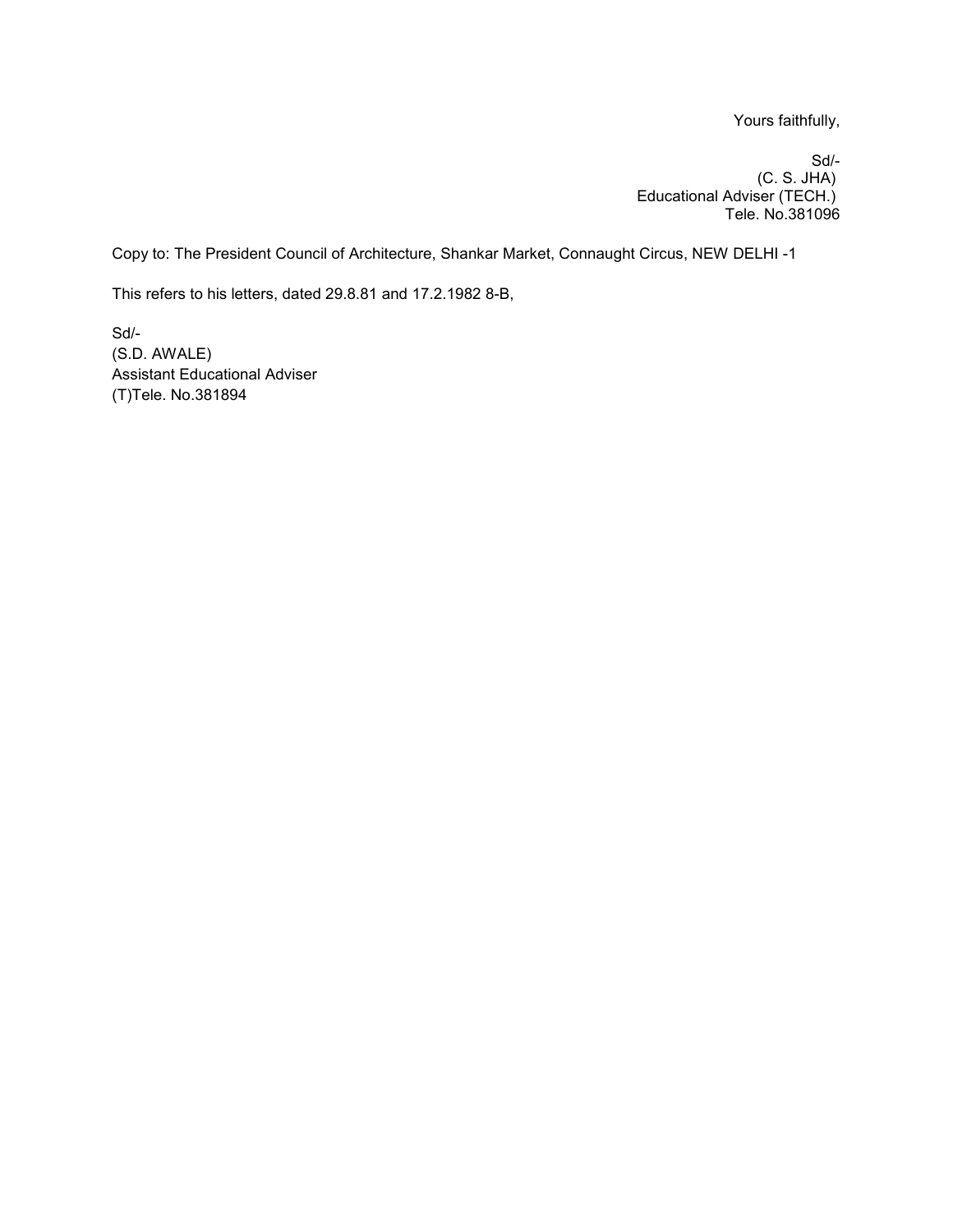Yours faithfully,

Sd/-
(C. S. JHA)
Educational Adviser (TECH.)
Tele. No.381096

Copy to: The President Council of Architecture, Shankar Market, Connaught Circus, NEW DELHI -1

This refers to his letters, dated 29.8.81 and 17.2.1982 8-B,

Sd/-
(S.D. AWALE)
Assistant Educational Adviser
(T)Tele. No.381894